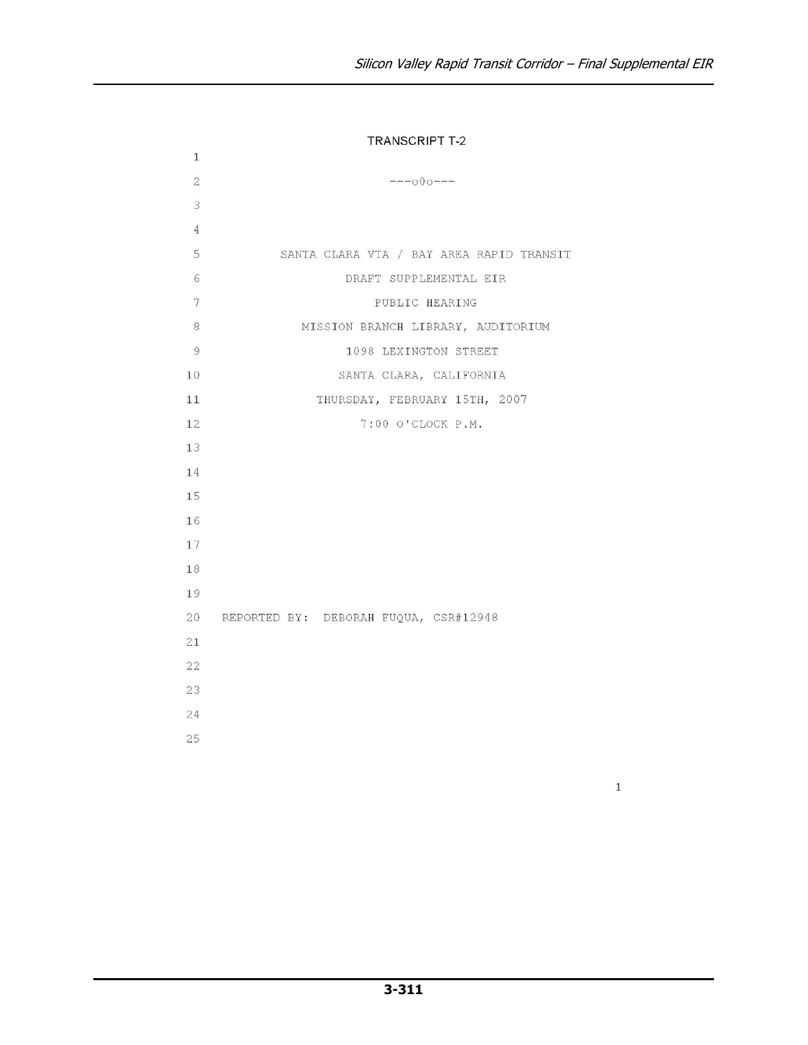## TRANSCRIPT T-2

---o0o---

SANTA CLARA VTA / BAY AREA RAPID TRANSIT

DRAFT SUPPLEMENTAL EIR

PUBLIC HEARING

MISSION BRANCH LIBRARY, AUDITORIUM

1098 LEXINGTON STREET

SANTA CLARA, CALIFORNIA

THURSDAY, FEBRUARY 15TH, 2007

7:00 O'CLOCK P.M.

REPORTED BY: DEBORAH FUQUA, CSR#12948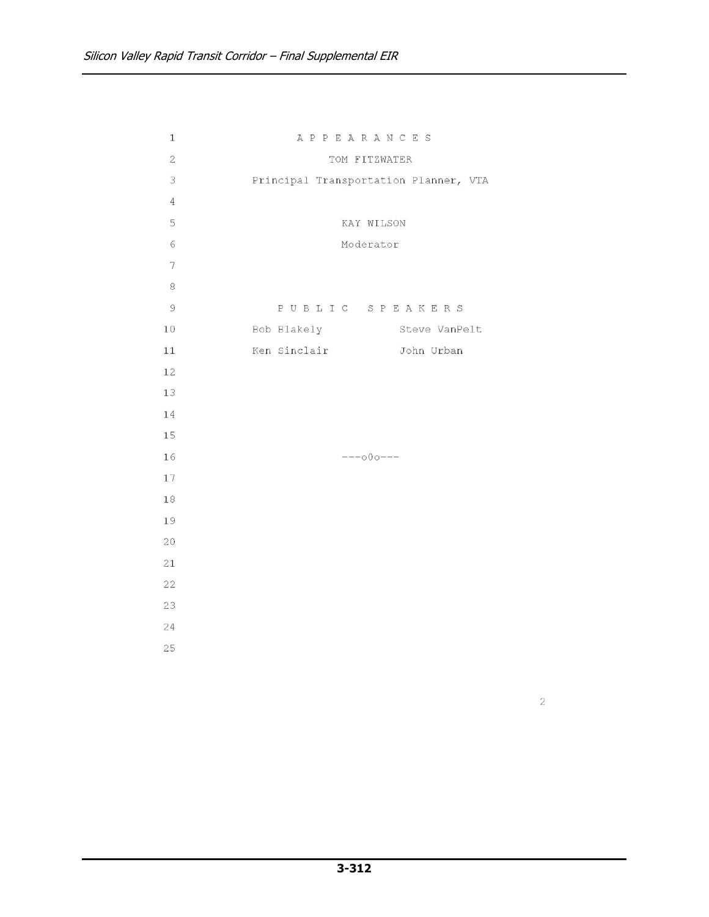A P P E A R A N C E S

TOM FITZWATER

Principal Transportation Planner, VTA

KAY WILSON

Moderator

P U B L I C   S P E A K E R S

| | |
|---|---|
| Bob Blakely | Steve VanPelt |
| Ken Sinclair | John Urban |

---o0o---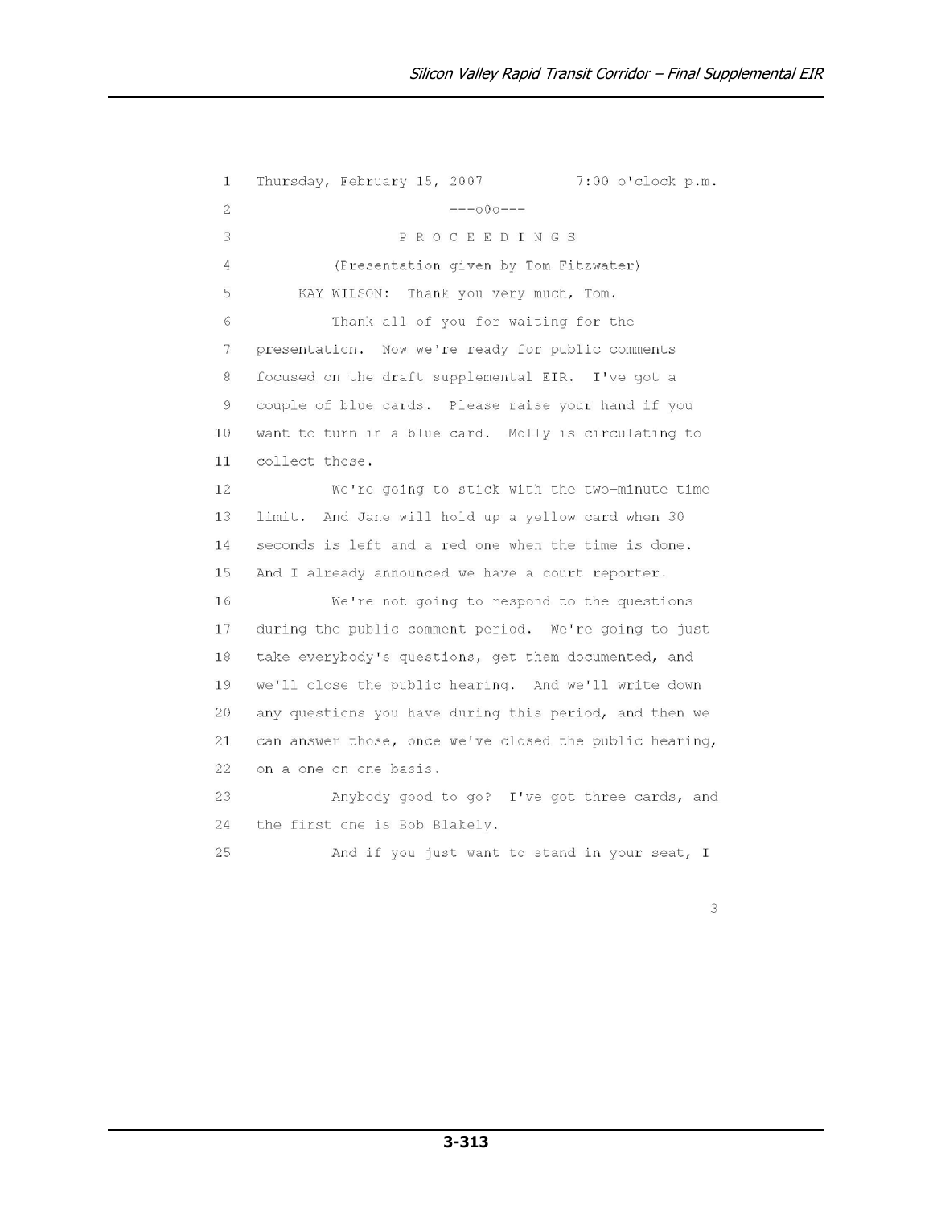1 Thursday, February 15, 2007 7:00 o'clock p.m.

2 ---o0o---

3 P R O C E E D I N G S

4 (Presentation given by Tom Fitzwater)

5 KAY WILSON: Thank you very much, Tom.

6 Thank all of you for waiting for the

7 presentation. Now we're ready for public comments

8 focused on the draft supplemental EIR. I've got a

9 couple of blue cards. Please raise your hand if you

10 want to turn in a blue card. Molly is circulating to

11 collect those.

12 We're going to stick with the two-minute time

13 limit. And Jane will hold up a yellow card when 30

14 seconds is left and a red one when the time is done.

15 And I already announced we have a court reporter.

16 We're not going to respond to the questions

17 during the public comment period. We're going to just

18 take everybody's questions, get them documented, and

19 we'll close the public hearing. And we'll write down

20 any questions you have during this period, and then we

21 can answer those, once we've closed the public hearing,

22 on a one-on-one basis.

23 Anybody good to go? I've got three cards, and

24 the first one is Bob Blakely.

25 And if you just want to stand in your seat, I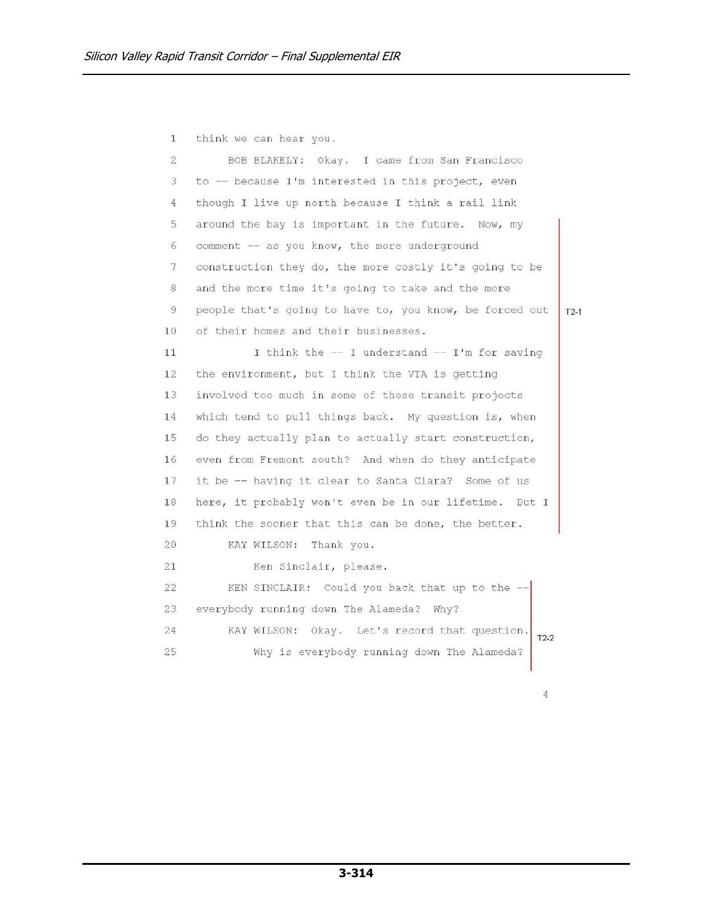1 think we can hear you.

2 BOB BLAKELY: Okay. I came from San Francisco

3 to -- because I'm interested in this project, even

4 though I live up north because I think a rail link

5 around the bay is important in the future. Now, my

6 comment -- as you know, the more underground

7 construction they do, the more costly it's going to be

8 and the more time it's going to take and the more

9 people that's going to have to, you know, be forced out

10 of their homes and their businesses.

11 I think the -- I understand -- I'm for saving

12 the environment, but I think the VTA is getting

13 involved too much in some of these transit projects

14 which tend to pull things back. My question is, when

15 do they actually plan to actually start construction,

16 even from Fremont south? And when do they anticipate

17 it be -- having it clear to Santa Clara? Some of us

18 here, it probably won't even be in our lifetime. But I

19 think the sooner that this can be done, the better.

T2-1

20 KAY WILSON: Thank you.

21 Ken Sinclair, please.

22 KEN SINCLAIR: Could you back that up to the --

23 everybody running down The Alameda? Why?

24 KAY WILSON: Okay. Let's record that question.

25 Why is everybody running down The Alameda?

T2-2

4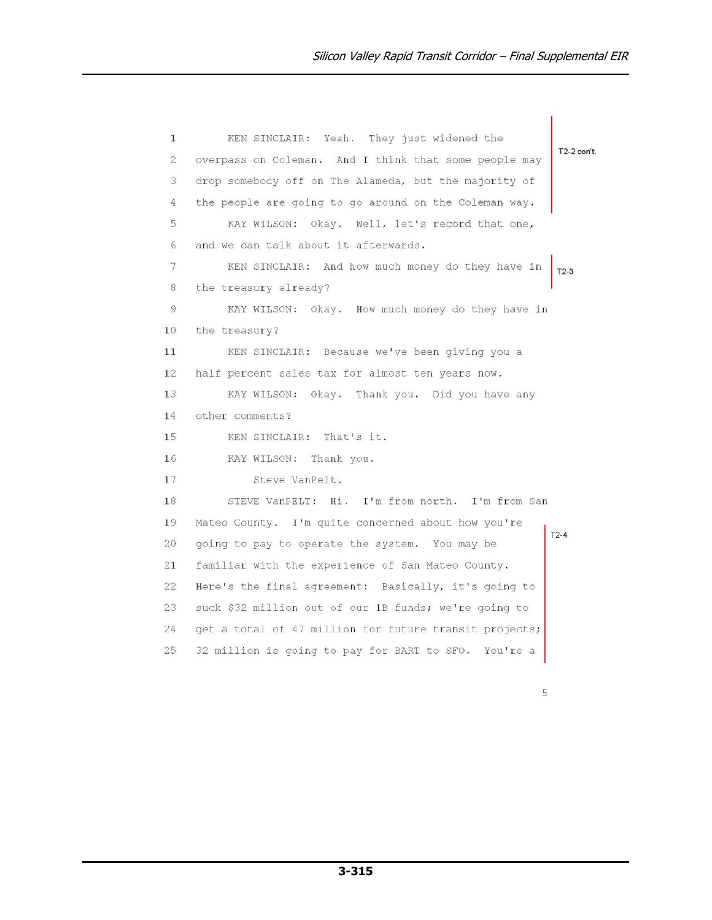1 KEN SINCLAIR: Yeah. They just widened the

2 overpass on Coleman. And I think that some people may

3 drop somebody off on The Alameda, but the majority of

4 the people are going to go around on the Coleman way.

T2-2 con't.

5 KAY WILSON: Okay. Well, let's record that one,

6 and we can talk about it afterwards.

7 KEN SINCLAIR: And how much money do they have in

8 the treasury already?

T2-3

9 KAY WILSON: Okay. How much money do they have in

10 the treasury?

11 KEN SINCLAIR: Because we've been giving you a

12 half percent sales tax for almost ten years now.

13 KAY WILSON: Okay. Thank you. Did you have any

14 other comments?

15 KEN SINCLAIR: That's it.

16 KAY WILSON: Thank you.

17 Steve VanPelt.

18 STEVE VanPELT: Hi. I'm from north. I'm from San

19 Mateo County. I'm quite concerned about how you're

20 going to pay to operate the system. You may be

21 familiar with the experience of San Mateo County.

22 Here's the final agreement: Basically, it's going to

23 suck $32 million out of our 1B funds; we're going to

24 get a total of 47 million for future transit projects;

25 32 million is going to pay for BART to SFO. You're a

T2-4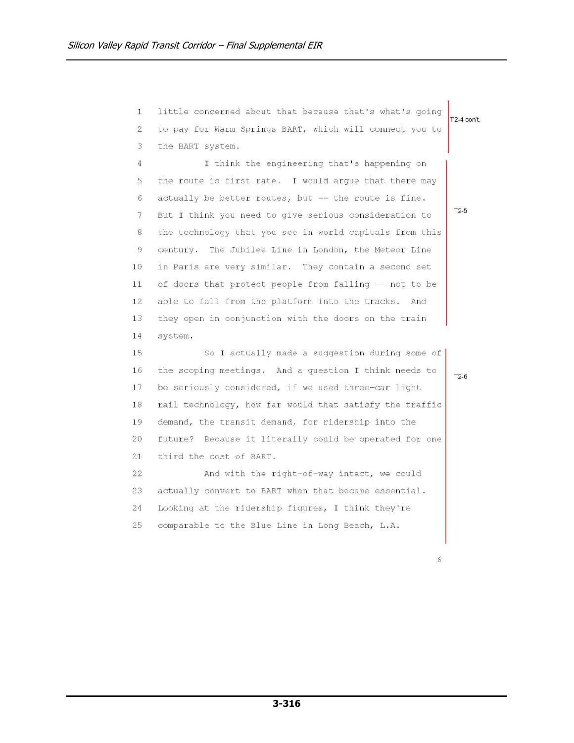T2-4 con't.

1 little concerned about that because that's what's going
2 to pay for Warm Springs BART, which will connect you to
3 the BART system.

T2-5

4 I think the engineering that's happening on
5 the route is first rate. I would argue that there may
6 actually be better routes, but -- the route is fine.
7 But I think you need to give serious consideration to
8 the technology that you see in world capitals from this
9 century. The Jubilee Line in London, the Meteor Line
10 in Paris are very similar. They contain a second set
11 of doors that protect people from falling -- not to be
12 able to fall from the platform into the tracks. And
13 they open in conjunction with the doors on the train
14 system.

T2-6

15 So I actually made a suggestion during some of
16 the scoping meetings. And a question I think needs to
17 be seriously considered, if we used three-car light
18 rail technology, how far would that satisfy the traffic
19 demand, the transit demand, for ridership into the
20 future? Because it literally could be operated for one
21 third the cost of BART.
22 And with the right-of-way intact, we could
23 actually convert to BART when that became essential.
24 Looking at the ridership figures, I think they're
25 comparable to the Blue Line in Long Beach, L.A.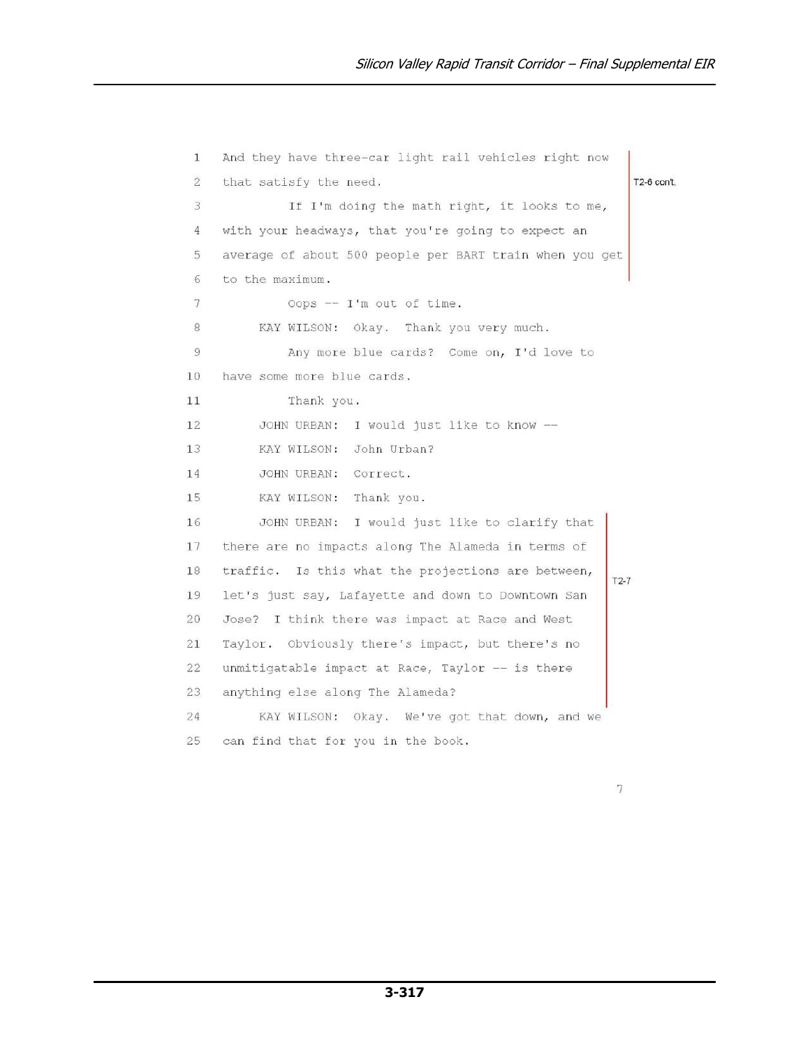1 And they have three-car light rail vehicles right now

2 that satisfy the need. T2-6 con't.

3 If I'm doing the math right, it looks to me,

4 with your headways, that you're going to expect an

5 average of about 500 people per BART train when you get

6 to the maximum.

7 Oops -- I'm out of time.

8 KAY WILSON: Okay. Thank you very much.

9 Any more blue cards? Come on, I'd love to

10 have some more blue cards.

11 Thank you.

12 JOHN URBAN: I would just like to know --

13 KAY WILSON: John Urban?

14 JOHN URBAN: Correct.

15 KAY WILSON: Thank you.

16 JOHN URBAN: I would just like to clarify that

17 there are no impacts along The Alameda in terms of

18 traffic. Is this what the projections are between, T2-7

19 let's just say, Lafayette and down to Downtown San

20 Jose? I think there was impact at Race and West

21 Taylor. Obviously there's impact, but there's no

22 unmitigatable impact at Race, Taylor -- is there

23 anything else along The Alameda?

24 KAY WILSON: Okay. We've got that down, and we

25 can find that for you in the book.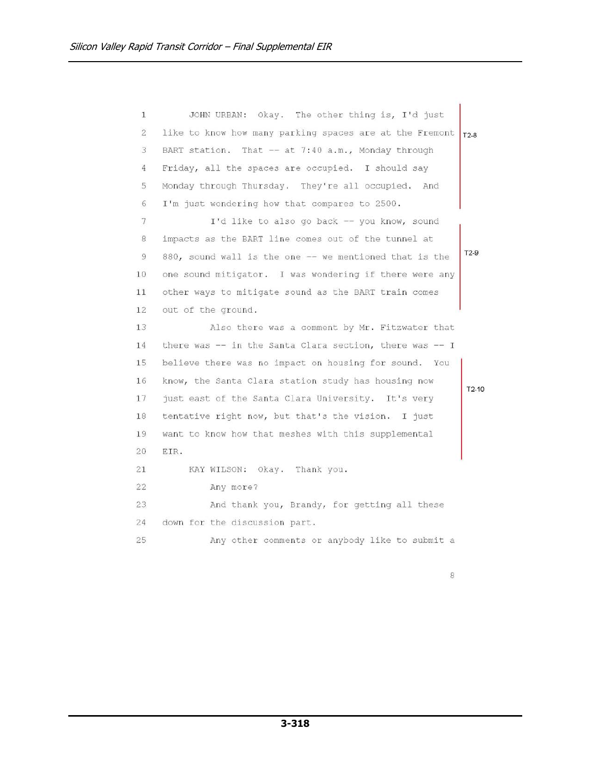1 JOHN URBAN: Okay. The other thing is, I'd just
2 like to know how many parking spaces are at the Fremont
3 BART station. That -- at 7:40 a.m., Monday through
4 Friday, all the spaces are occupied. I should say
5 Monday through Thursday. They're all occupied. And
6 I'm just wondering how that compares to 2500.

T2-8

7 I'd like to also go back -- you know, sound
8 impacts as the BART line comes out of the tunnel at
9 880, sound wall is the one -- we mentioned that is the
10 one sound mitigator. I was wondering if there were any
11 other ways to mitigate sound as the BART train comes
12 out of the ground.

T2-9

13 Also there was a comment by Mr. Fitzwater that
14 there was -- in the Santa Clara section, there was -- I
15 believe there was no impact on housing for sound. You
16 know, the Santa Clara station study has housing now
17 just east of the Santa Clara University. It's very
18 tentative right now, but that's the vision. I just
19 want to know how that meshes with this supplemental
20 EIR.

T2-10

21 KAY WILSON: Okay. Thank you.
22 Any more?
23 And thank you, Brandy, for getting all these
24 down for the discussion part.
25 Any other comments or anybody like to submit a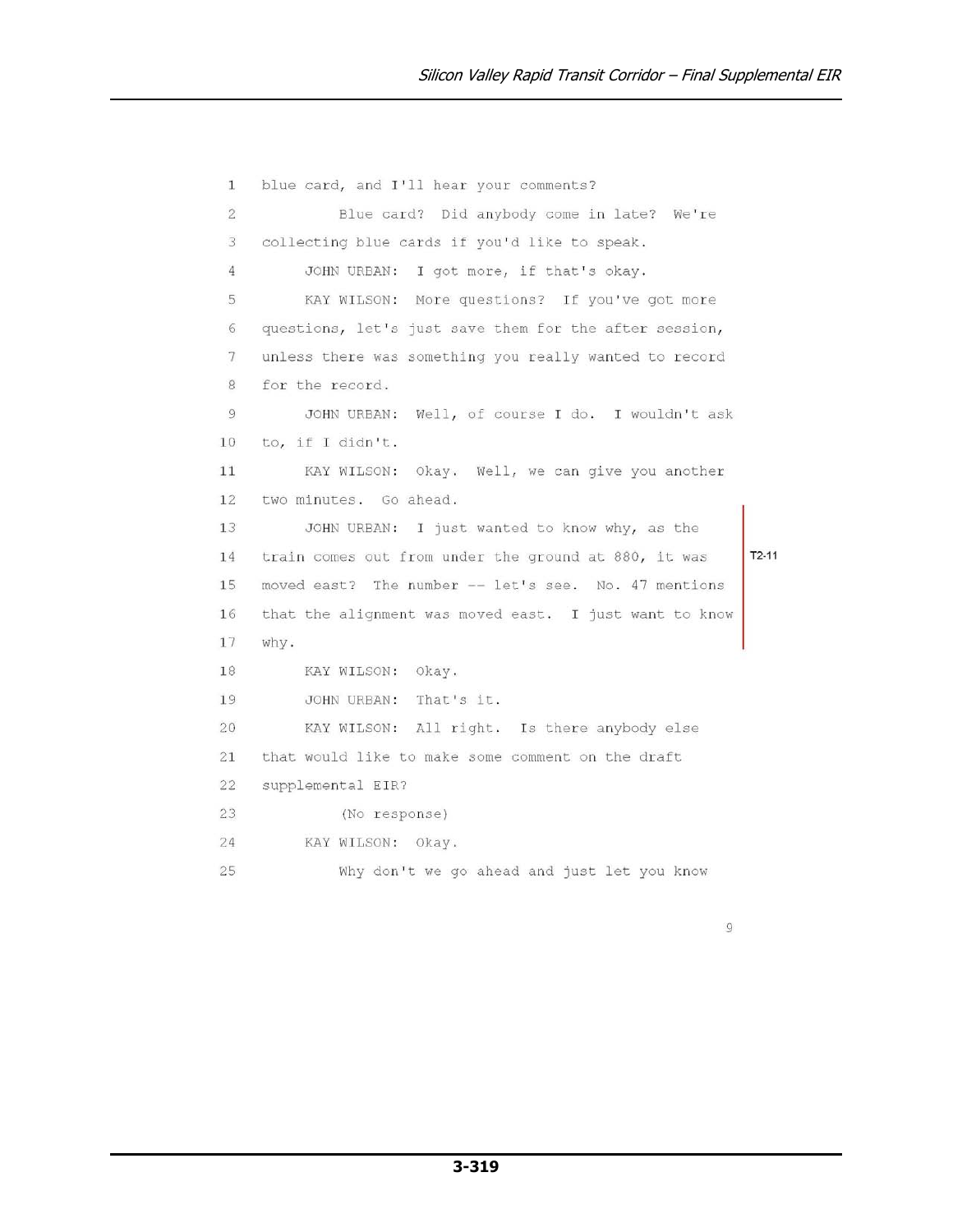1 blue card, and I'll hear your comments?

2 Blue card? Did anybody come in late? We're

3 collecting blue cards if you'd like to speak.

4 JOHN URBAN: I got more, if that's okay.

5 KAY WILSON: More questions? If you've got more

6 questions, let's just save them for the after session,

7 unless there was something you really wanted to record

8 for the record.

9 JOHN URBAN: Well, of course I do. I wouldn't ask

10 to, if I didn't.

11 KAY WILSON: Okay. Well, we can give you another

12 two minutes. Go ahead.

13 JOHN URBAN: I just wanted to know why, as the

14 train comes out from under the ground at 880, it was

15 moved east? The number -- let's see. No. 47 mentions

16 that the alignment was moved east. I just want to know

17 why.

T2-11

18 KAY WILSON: Okay.

19 JOHN URBAN: That's it.

20 KAY WILSON: All right. Is there anybody else

21 that would like to make some comment on the draft

22 supplemental EIR?

23 (No response)

24 KAY WILSON: Okay.

25 Why don't we go ahead and just let you know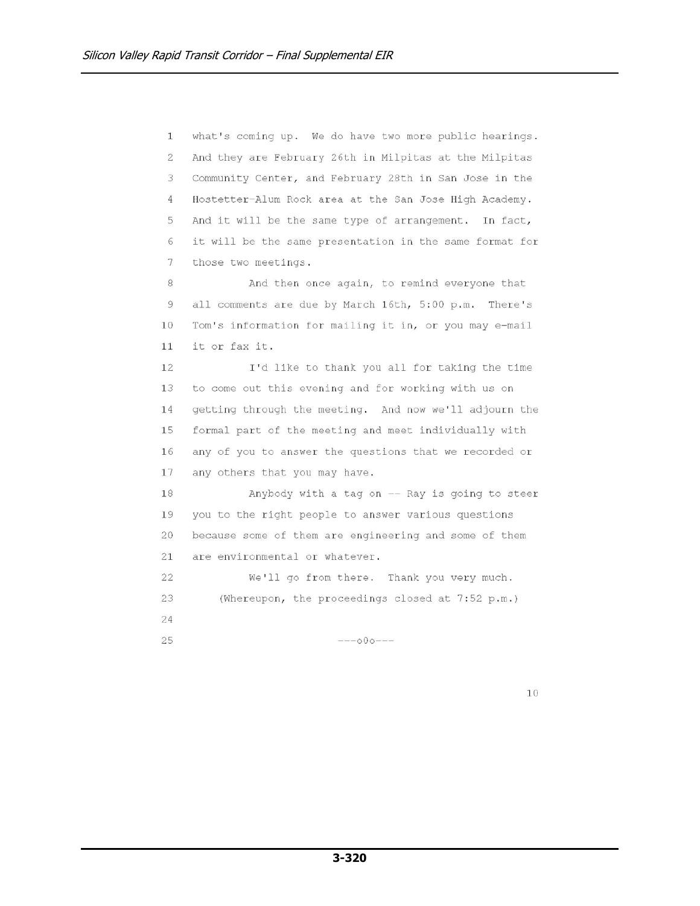what's coming up. We do have two more public hearings. And they are February 26th in Milpitas at the Milpitas Community Center, and February 28th in San Jose in the Hostetter-Alum Rock area at the San Jose High Academy. And it will be the same type of arrangement. In fact, it will be the same presentation in the same format for those two meetings.

And then once again, to remind everyone that all comments are due by March 16th, 5:00 p.m. There's Tom's information for mailing it in, or you may e-mail it or fax it.

I'd like to thank you all for taking the time to come out this evening and for working with us on getting through the meeting. And now we'll adjourn the formal part of the meeting and meet individually with any of you to answer the questions that we recorded or any others that you may have.

Anybody with a tag on -- Ray is going to steer you to the right people to answer various questions because some of them are engineering and some of them are environmental or whatever.

We'll go from there. Thank you very much.

(Whereupon, the proceedings closed at 7:52 p.m.)

---o0o---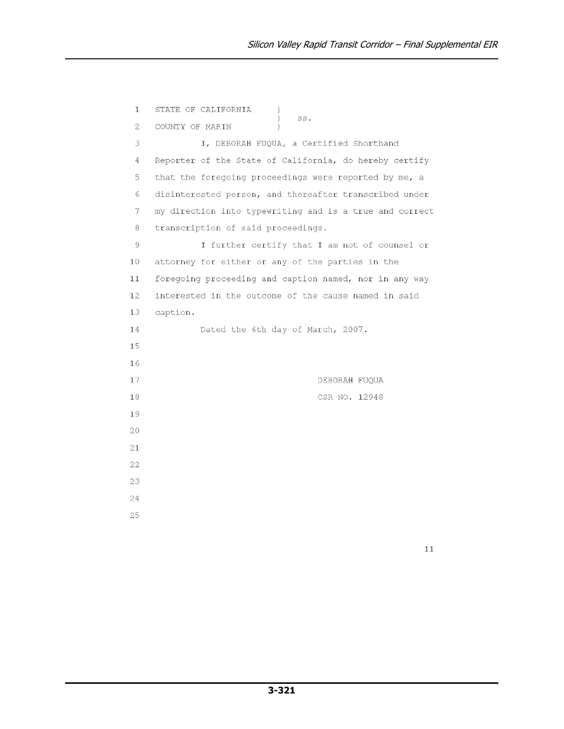STATE OF CALIFORNIA )
) ss.
COUNTY OF MARIN )

I, DEBORAH FUQUA, a Certified Shorthand Reporter of the State of California, do hereby certify that the foregoing proceedings were reported by me, a disinterested person, and thereafter transcribed under my direction into typewriting and is a true and correct transcription of said proceedings.

I further certify that I am not of counsel or attorney for either or any of the parties in the foregoing proceeding and caption named, nor in any way interested in the outcome of the cause named in said caption.

Dated the 6th day of March, 2007.

DEBORAH FUQUA
CSR NO. 12948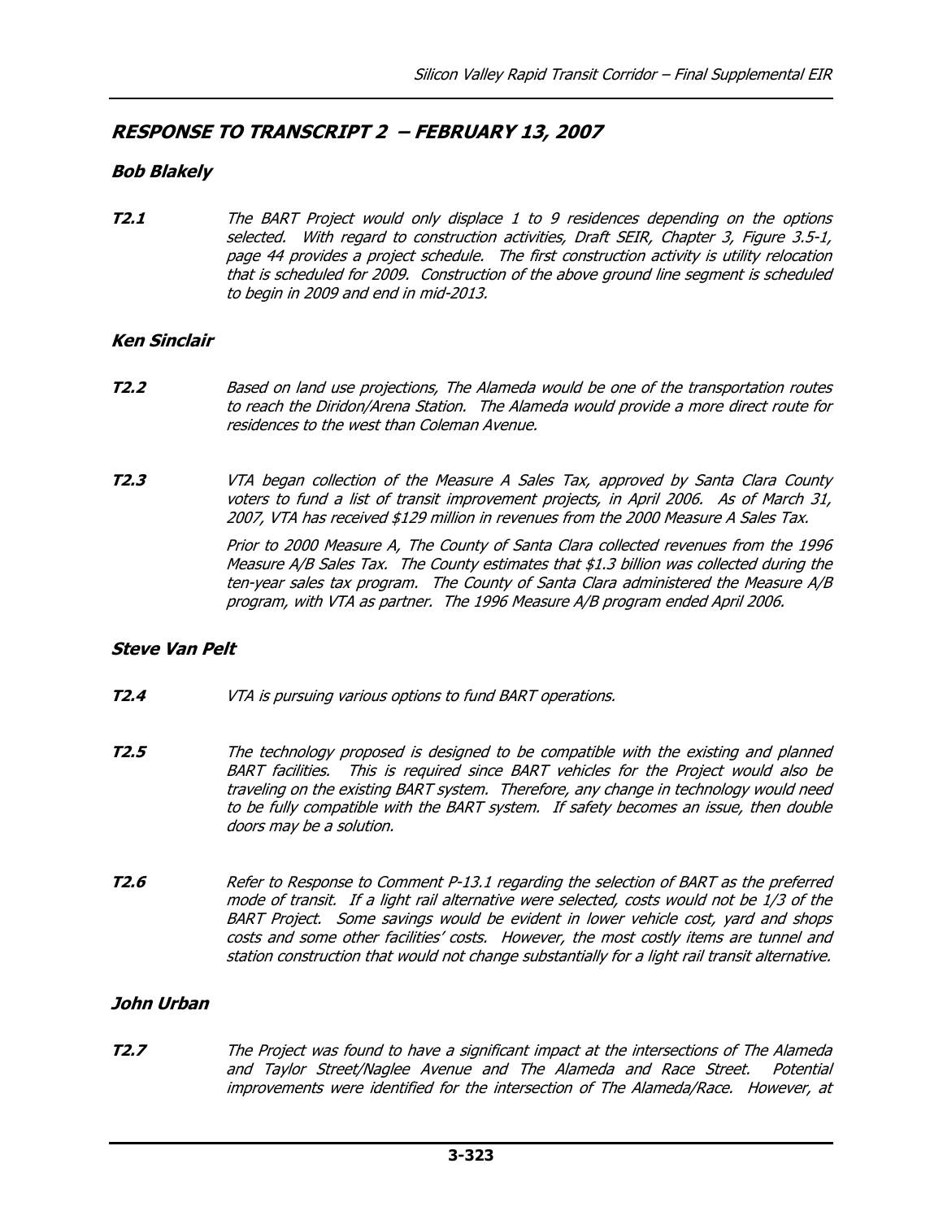## RESPONSE TO TRANSCRIPT 2 – FEBRUARY 13, 2007

### Bob Blakely

**T2.1** *The BART Project would only displace 1 to 9 residences depending on the options selected. With regard to construction activities, Draft SEIR, Chapter 3, Figure 3.5-1, page 44 provides a project schedule. The first construction activity is utility relocation that is scheduled for 2009. Construction of the above ground line segment is scheduled to begin in 2009 and end in mid-2013.*

### Ken Sinclair

**T2.2** *Based on land use projections, The Alameda would be one of the transportation routes to reach the Diridon/Arena Station. The Alameda would provide a more direct route for residences to the west than Coleman Avenue.*

**T2.3** *VTA began collection of the Measure A Sales Tax, approved by Santa Clara County voters to fund a list of transit improvement projects, in April 2006. As of March 31, 2007, VTA has received $129 million in revenues from the 2000 Measure A Sales Tax.*

*Prior to 2000 Measure A, The County of Santa Clara collected revenues from the 1996 Measure A/B Sales Tax. The County estimates that $1.3 billion was collected during the ten-year sales tax program. The County of Santa Clara administered the Measure A/B program, with VTA as partner. The 1996 Measure A/B program ended April 2006.*

### Steve Van Pelt

**T2.4** *VTA is pursuing various options to fund BART operations.*

**T2.5** *The technology proposed is designed to be compatible with the existing and planned BART facilities. This is required since BART vehicles for the Project would also be traveling on the existing BART system. Therefore, any change in technology would need to be fully compatible with the BART system. If safety becomes an issue, then double doors may be a solution.*

**T2.6** *Refer to Response to Comment P-13.1 regarding the selection of BART as the preferred mode of transit. If a light rail alternative were selected, costs would not be 1/3 of the BART Project. Some savings would be evident in lower vehicle cost, yard and shops costs and some other facilities' costs. However, the most costly items are tunnel and station construction that would not change substantially for a light rail transit alternative.*

### John Urban

**T2.7** *The Project was found to have a significant impact at the intersections of The Alameda and Taylor Street/Naglee Avenue and The Alameda and Race Street. Potential improvements were identified for the intersection of The Alameda/Race. However, at*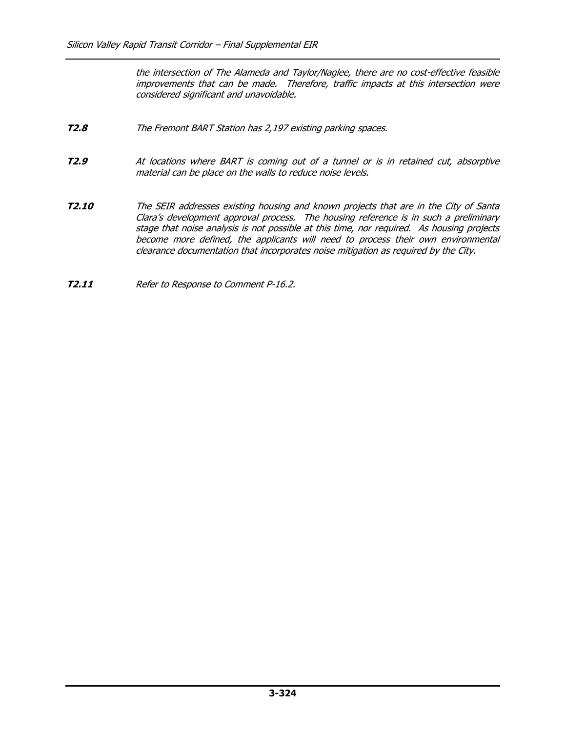*the intersection of The Alameda and Taylor/Naglee, there are no cost-effective feasible improvements that can be made. Therefore, traffic impacts at this intersection were considered significant and unavoidable.*

***T2.8*** *The Fremont BART Station has 2,197 existing parking spaces.*

***T2.9*** *At locations where BART is coming out of a tunnel or is in retained cut, absorptive material can be place on the walls to reduce noise levels.*

***T2.10*** *The SEIR addresses existing housing and known projects that are in the City of Santa Clara's development approval process. The housing reference is in such a preliminary stage that noise analysis is not possible at this time, nor required. As housing projects become more defined, the applicants will need to process their own environmental clearance documentation that incorporates noise mitigation as required by the City.*

***T2.11*** *Refer to Response to Comment P-16.2.*